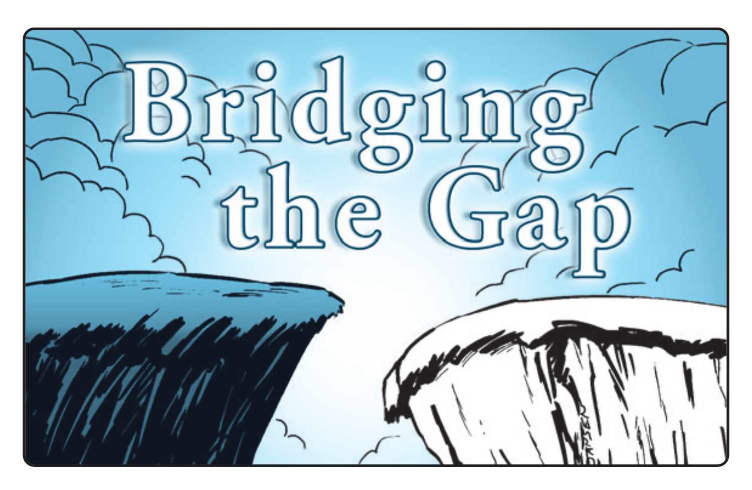# Bridging the Gap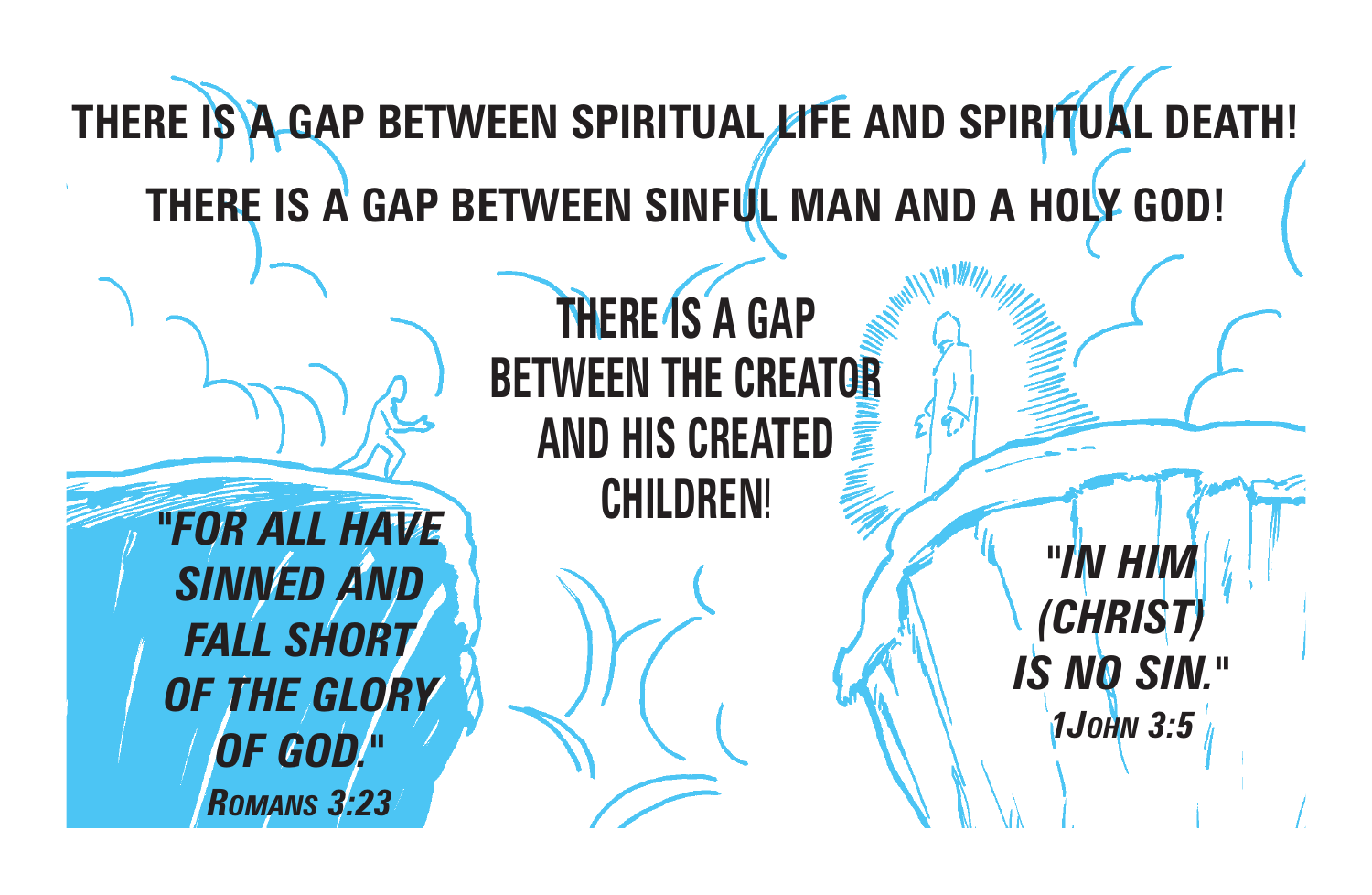**THERE IS A GAP BETWEEN SPIRITUAL LIFE AND SPIRITUAL DEATH!**

**THERE IS A GAP BETWEEN SINFUL MAN AND A HOLY GOD!**

**THERE IS A GAP BETWEEN THE CREATOR AND HIS CREATED CHILDREN!**

***"FOR ALL HAVE SINNED AND FALL SHORT OF THE GLORY OF GOD."***
***ROMANS 3:23***

***"IN HIM (CHRIST) IS NO SIN."***
***1JOHN 3:5***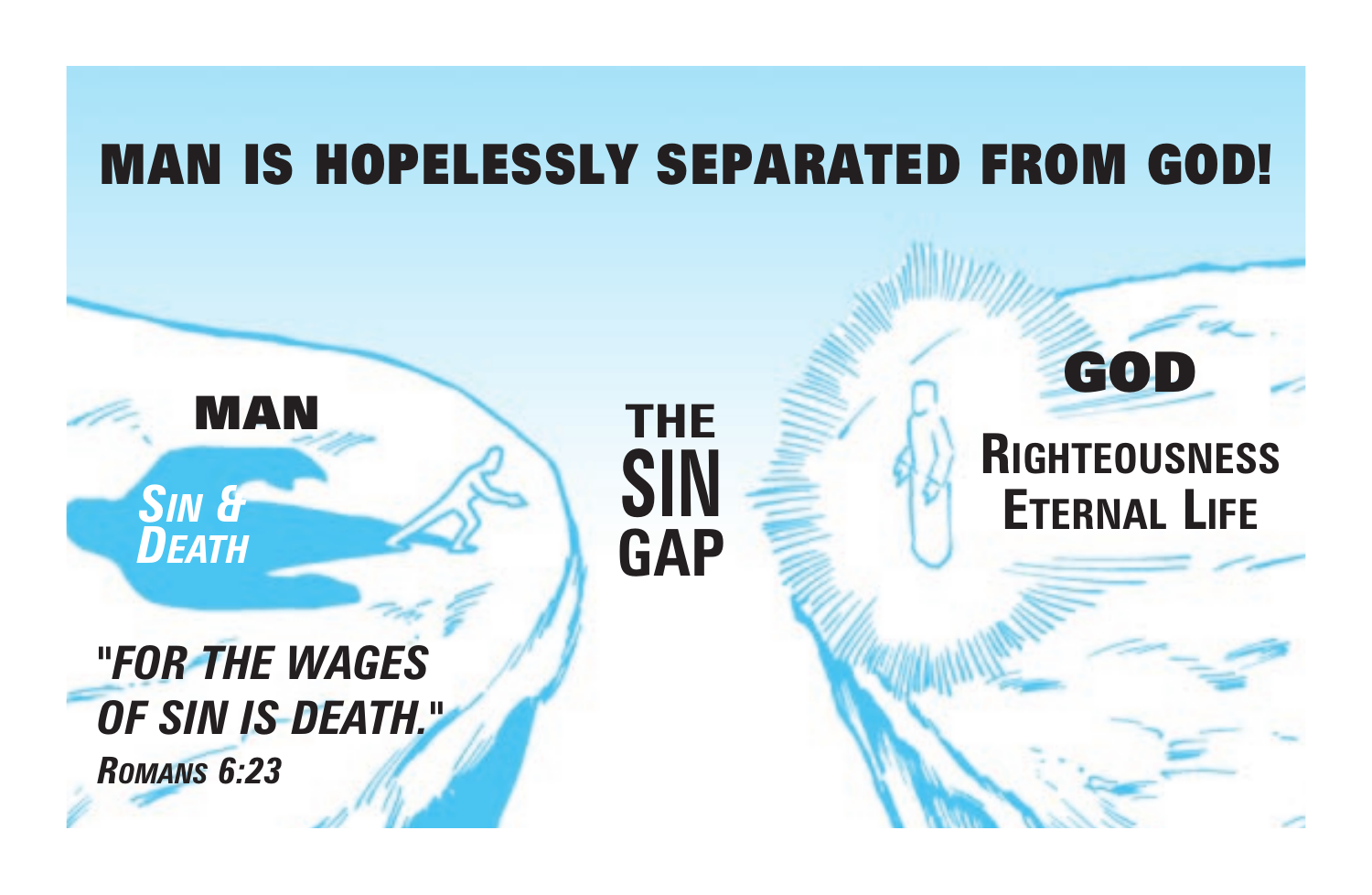# MAN IS HOPELESSLY SEPARATED FROM GOD!

**MAN**

***SIN & DEATH***

**THE SIN GAP**

**GOD**

**RIGHTEOUSNESS**
**ETERNAL LIFE**

***"FOR THE WAGES OF SIN IS DEATH."***
***ROMANS 6:23***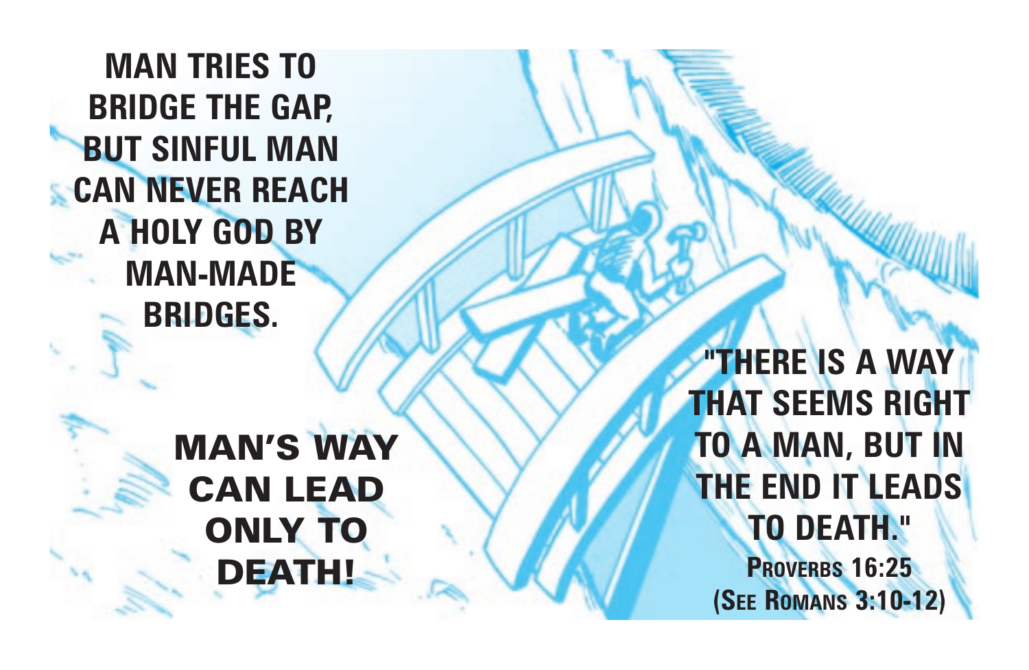**MAN TRIES TO BRIDGE THE GAP, BUT SINFUL MAN CAN NEVER REACH A HOLY GOD BY MAN-MADE BRIDGES.**

**MAN'S WAY CAN LEAD ONLY TO DEATH!**

**"THERE IS A WAY THAT SEEMS RIGHT TO A MAN, BUT IN THE END IT LEADS TO DEATH."**

**PROVERBS 16:25**
**(SEE ROMANS 3:10-12)**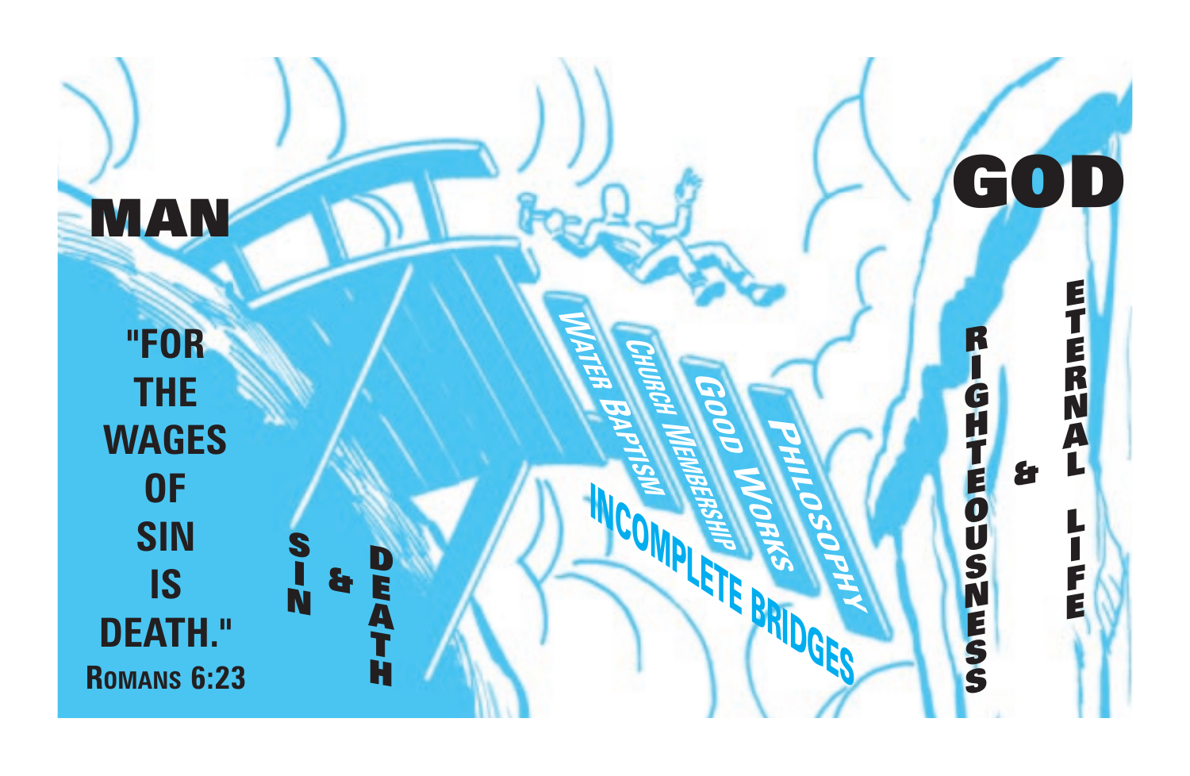# MAN

**"FOR THE WAGES OF SIN IS DEATH."**
**ROMANS 6:23**

**SIN & DEATH**

*WATER BAPTISM*

*CHURCH MEMBERSHIP*

*GOOD WORKS*

*PHILOSOPHY*

**INCOMPLETE BRIDGES**

# GOD

**RIGHTEOUSNESS & ETERNAL LIFE**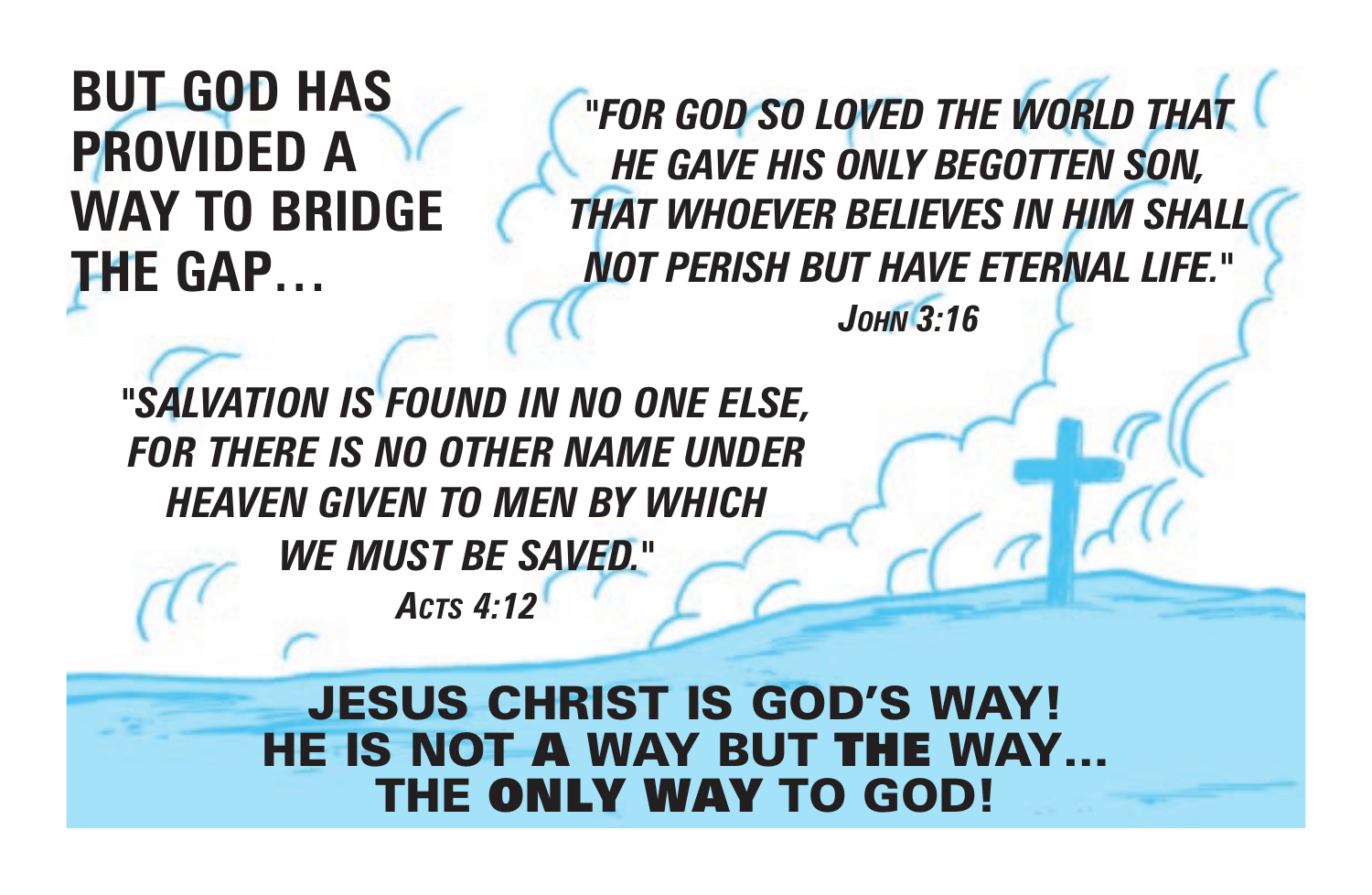**BUT GOD HAS PROVIDED A WAY TO BRIDGE THE GAP…**

*"FOR GOD SO LOVED THE WORLD THAT HE GAVE HIS ONLY BEGOTTEN SON, THAT WHOEVER BELIEVES IN HIM SHALL NOT PERISH BUT HAVE ETERNAL LIFE."*
*JOHN 3:16*

*"SALVATION IS FOUND IN NO ONE ELSE, FOR THERE IS NO OTHER NAME UNDER HEAVEN GIVEN TO MEN BY WHICH WE MUST BE SAVED."*
*ACTS 4:12*

**JESUS CHRIST IS GOD'S WAY!**
**HE IS NOT A WAY BUT THE WAY…**
**THE ONLY WAY TO GOD!**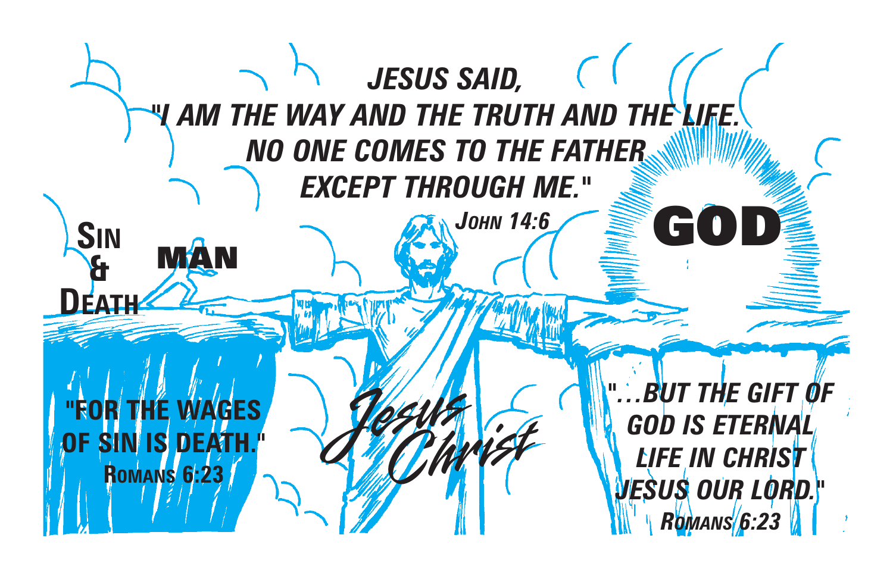***JESUS SAID,***
***"I AM THE WAY AND THE TRUTH AND THE LIFE.***
***NO ONE COMES TO THE FATHER***
***EXCEPT THROUGH ME."***
***JOHN 14:6***

**GOD**

**SIN & DEATH**

**MAN**

**"FOR THE WAGES OF SIN IS DEATH."**
**ROMANS 6:23**

*Jesus Christ*

***"...BUT THE GIFT OF GOD IS ETERNAL LIFE IN CHRIST JESUS OUR LORD."***
***ROMANS 6:23***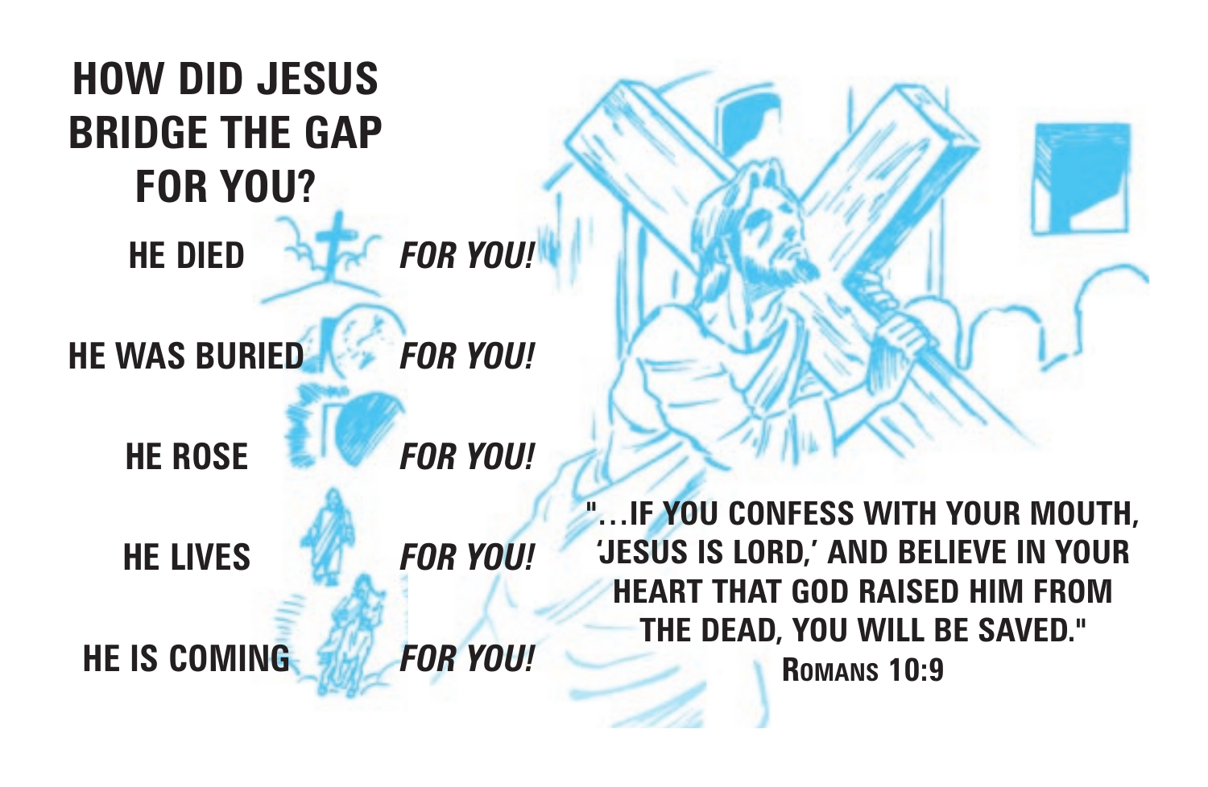# HOW DID JESUS BRIDGE THE GAP FOR YOU?

**HE DIED** ***FOR YOU!***

**HE WAS BURIED** ***FOR YOU!***

**HE ROSE** ***FOR YOU!***

**HE LIVES** ***FOR YOU!***

**HE IS COMING** ***FOR YOU!***

**"…IF YOU CONFESS WITH YOUR MOUTH, 'JESUS IS LORD,' AND BELIEVE IN YOUR HEART THAT GOD RAISED HIM FROM THE DEAD, YOU WILL BE SAVED."**

**ROMANS 10:9**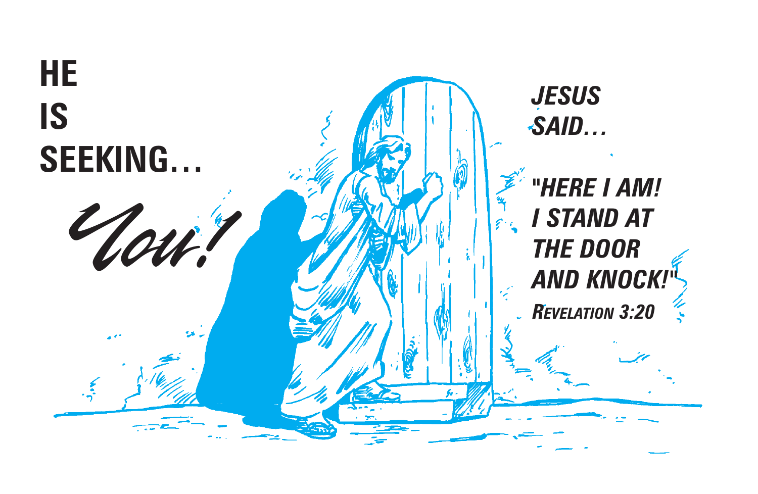**HE**
**IS**
**SEEKING…**

*You!*

***JESUS SAID…***

***"HERE I AM! I STAND AT THE DOOR AND KNOCK!"***

***REVELATION 3:20***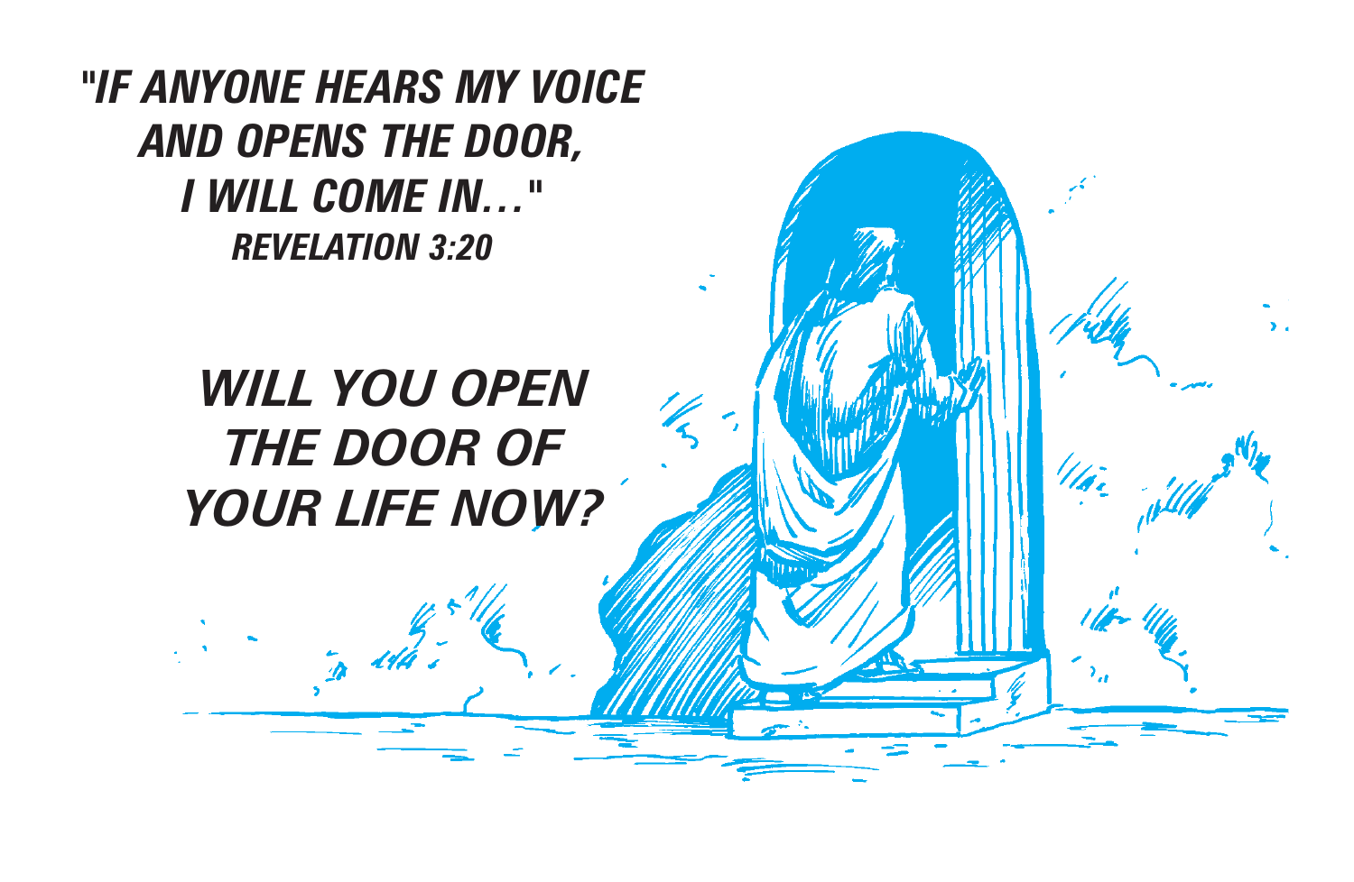***"IF ANYONE HEARS MY VOICE AND OPENS THE DOOR, I WILL COME IN…"***
***REVELATION 3:20***

## *WILL YOU OPEN THE DOOR OF YOUR LIFE NOW?*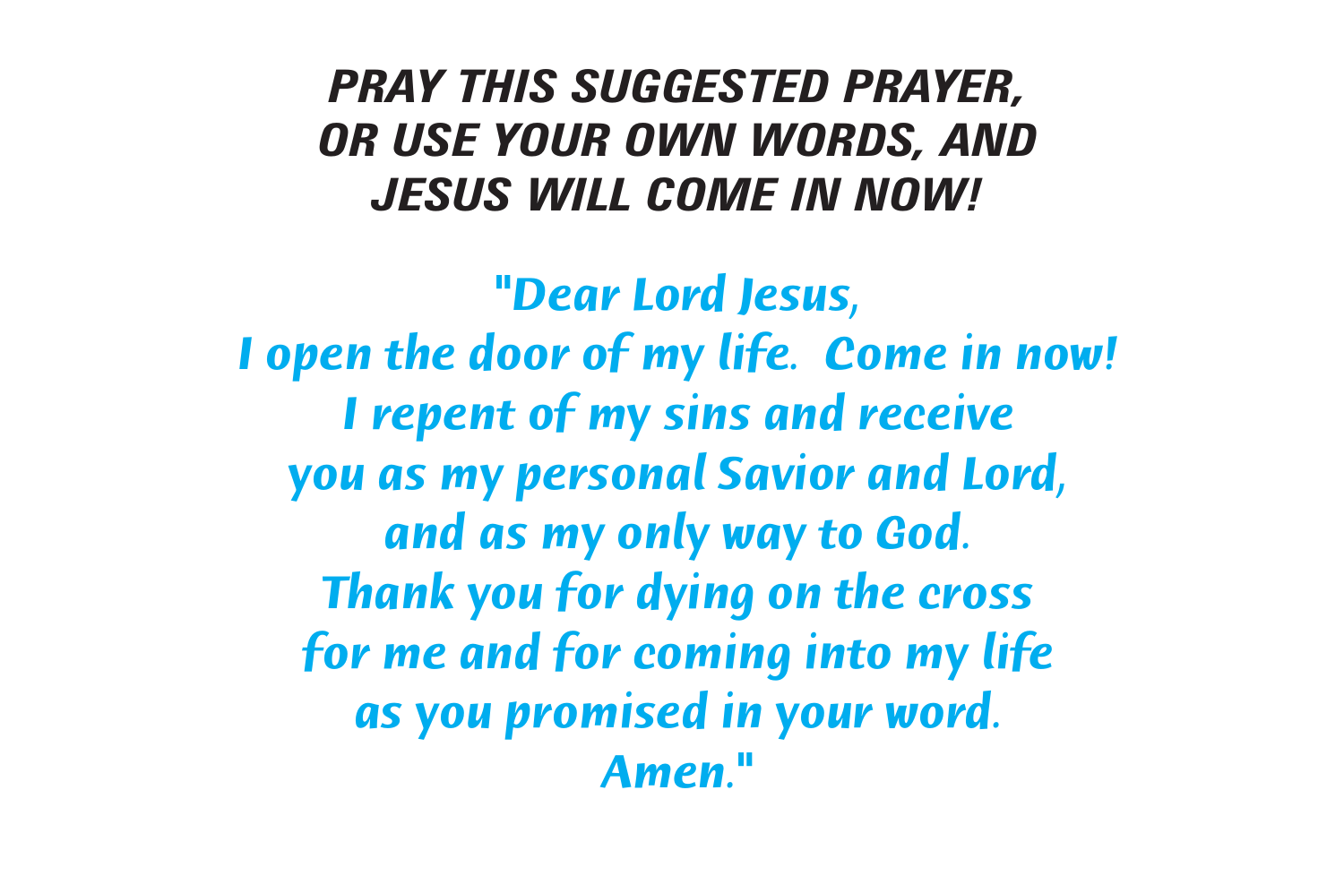## *PRAY THIS SUGGESTED PRAYER, OR USE YOUR OWN WORDS, AND JESUS WILL COME IN NOW!*

*"Dear Lord Jesus,*
*I open the door of my life. Come in now!*
*I repent of my sins and receive*
*you as my personal Savior and Lord,*
*and as my only way to God.*
*Thank you for dying on the cross*
*for me and for coming into my life*
*as you promised in your word.*
*Amen."*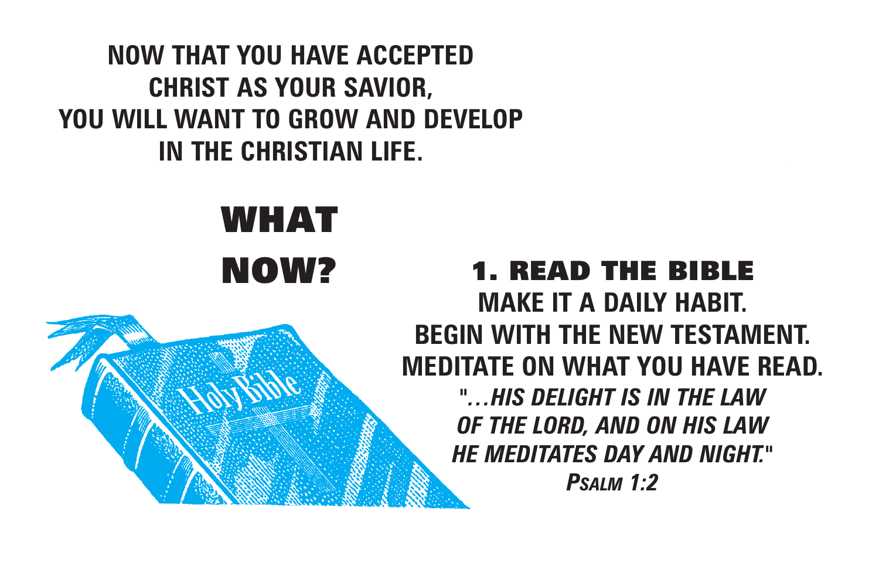**NOW THAT YOU HAVE ACCEPTED CHRIST AS YOUR SAVIOR, YOU WILL WANT TO GROW AND DEVELOP IN THE CHRISTIAN LIFE.**

# WHAT NOW?

## 1. READ THE BIBLE

**MAKE IT A DAILY HABIT.**
**BEGIN WITH THE NEW TESTAMENT.**
**MEDITATE ON WHAT YOU HAVE READ.**

***"…HIS DELIGHT IS IN THE LAW OF THE LORD, AND ON HIS LAW HE MEDITATES DAY AND NIGHT."***
***PSALM 1:2***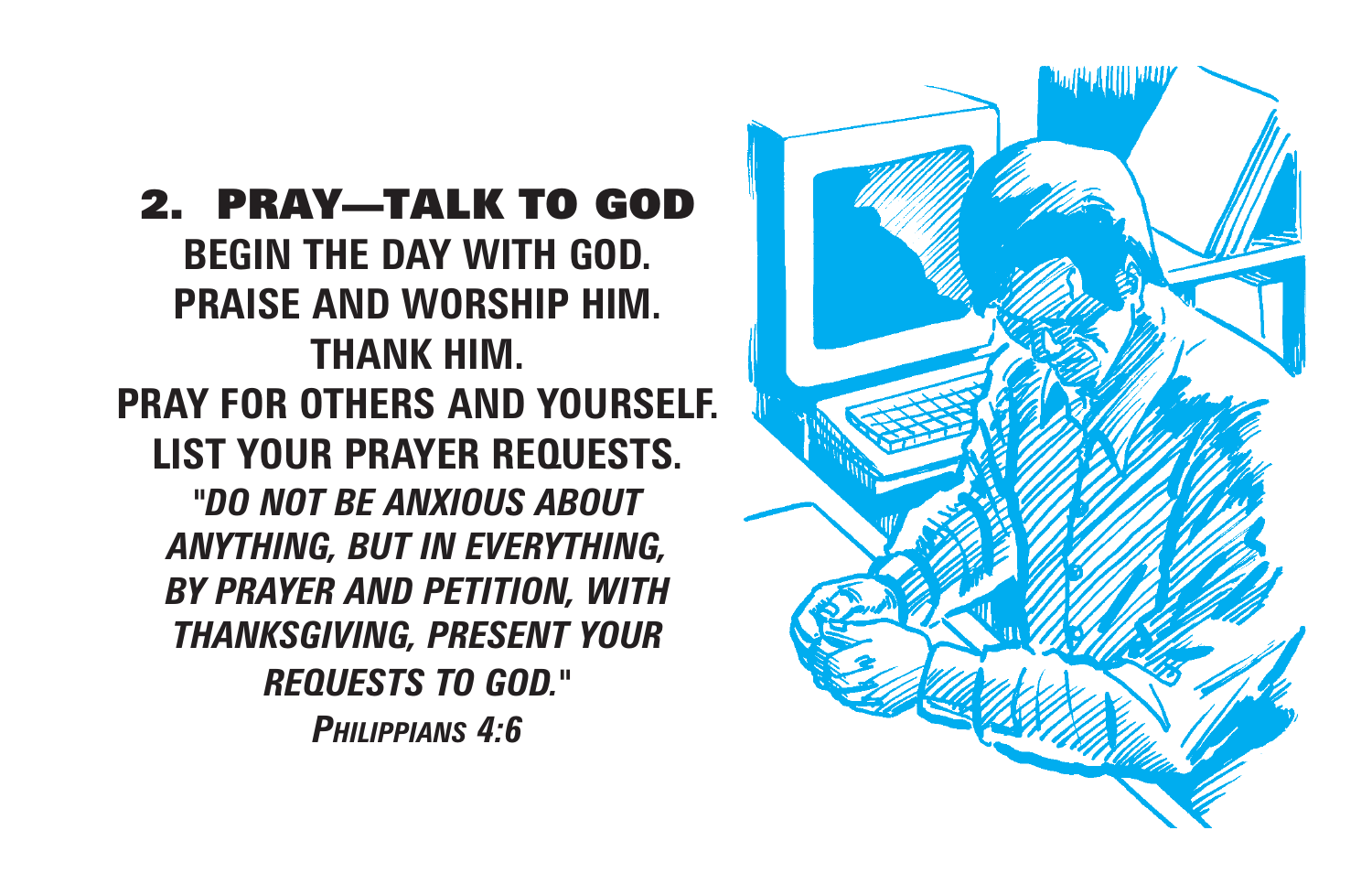## 2. PRAY—TALK TO GOD

**BEGIN THE DAY WITH GOD.**
**PRAISE AND WORSHIP HIM.**
**THANK HIM.**
**PRAY FOR OTHERS AND YOURSELF.**
**LIST YOUR PRAYER REQUESTS.**

***"DO NOT BE ANXIOUS ABOUT ANYTHING, BUT IN EVERYTHING, BY PRAYER AND PETITION, WITH THANKSGIVING, PRESENT YOUR REQUESTS TO GOD."***
***PHILIPPIANS 4:6***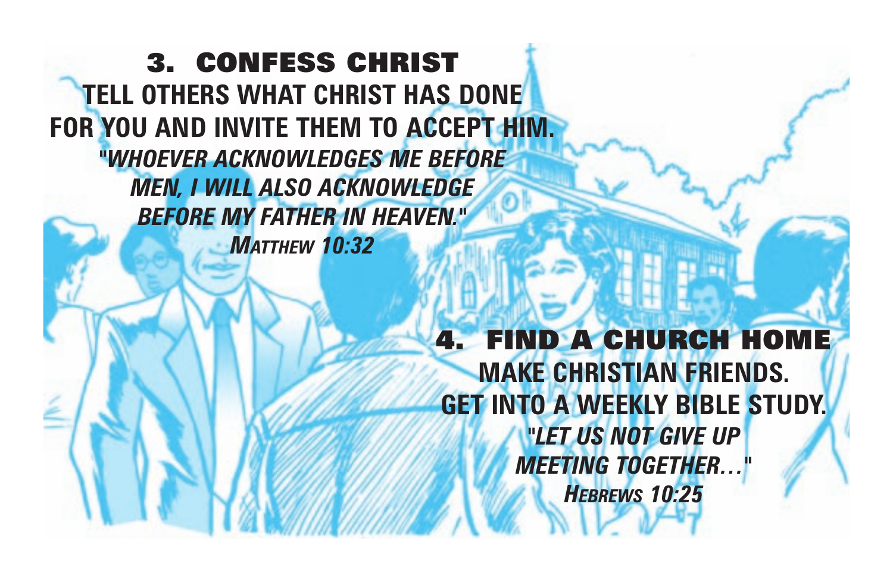## 3. CONFESS CHRIST

**TELL OTHERS WHAT CHRIST HAS DONE FOR YOU AND INVITE THEM TO ACCEPT HIM.**

***"WHOEVER ACKNOWLEDGES ME BEFORE MEN, I WILL ALSO ACKNOWLEDGE BEFORE MY FATHER IN HEAVEN."***

***MATTHEW 10:32***

## 4. FIND A CHURCH HOME

**MAKE CHRISTIAN FRIENDS.**
**GET INTO A WEEKLY BIBLE STUDY.**

***"LET US NOT GIVE UP MEETING TOGETHER…"***

***HEBREWS 10:25***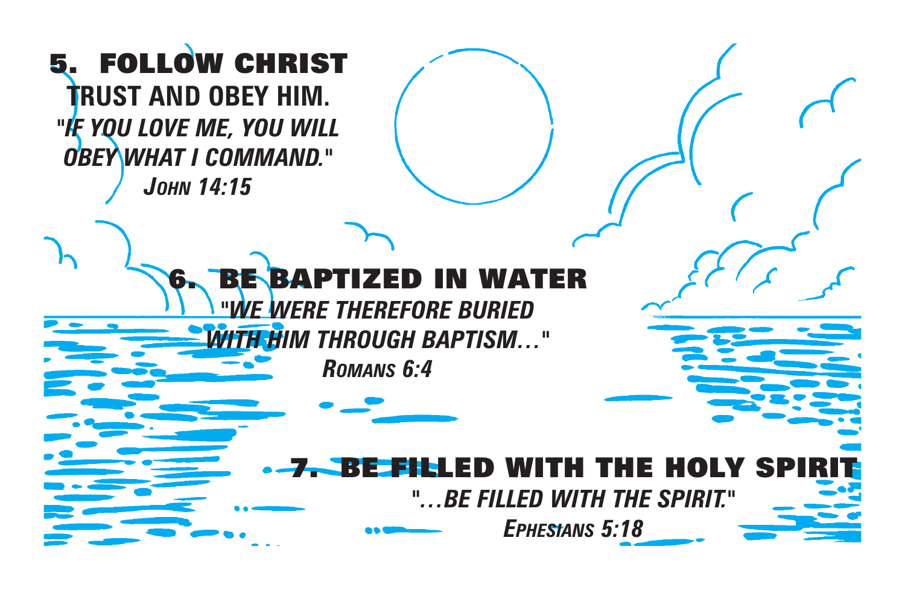## 5. FOLLOW CHRIST

**TRUST AND OBEY HIM.**

***"IF YOU LOVE ME, YOU WILL OBEY WHAT I COMMAND."***

***JOHN 14:15***

## 6. BE BAPTIZED IN WATER

***"WE WERE THEREFORE BURIED WITH HIM THROUGH BAPTISM…"***

***ROMANS 6:4***

## 7. BE FILLED WITH THE HOLY SPIRIT

***"…BE FILLED WITH THE SPIRIT."***

***EPHESIANS 5:18***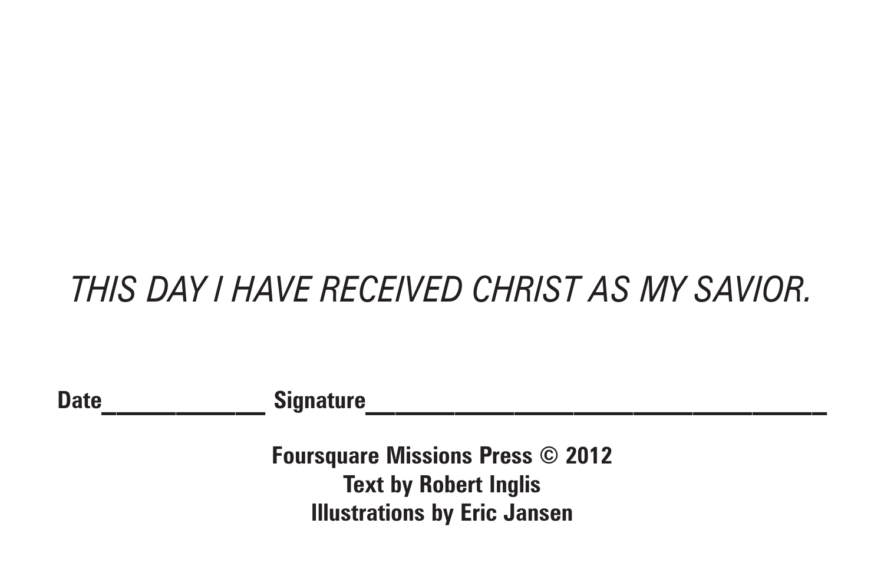*THIS DAY I HAVE RECEIVED CHRIST AS MY SAVIOR.*

**Date**____________ **Signature**__________________________________

**Foursquare Missions Press © 2012**
**Text by Robert Inglis**
**Illustrations by Eric Jansen**